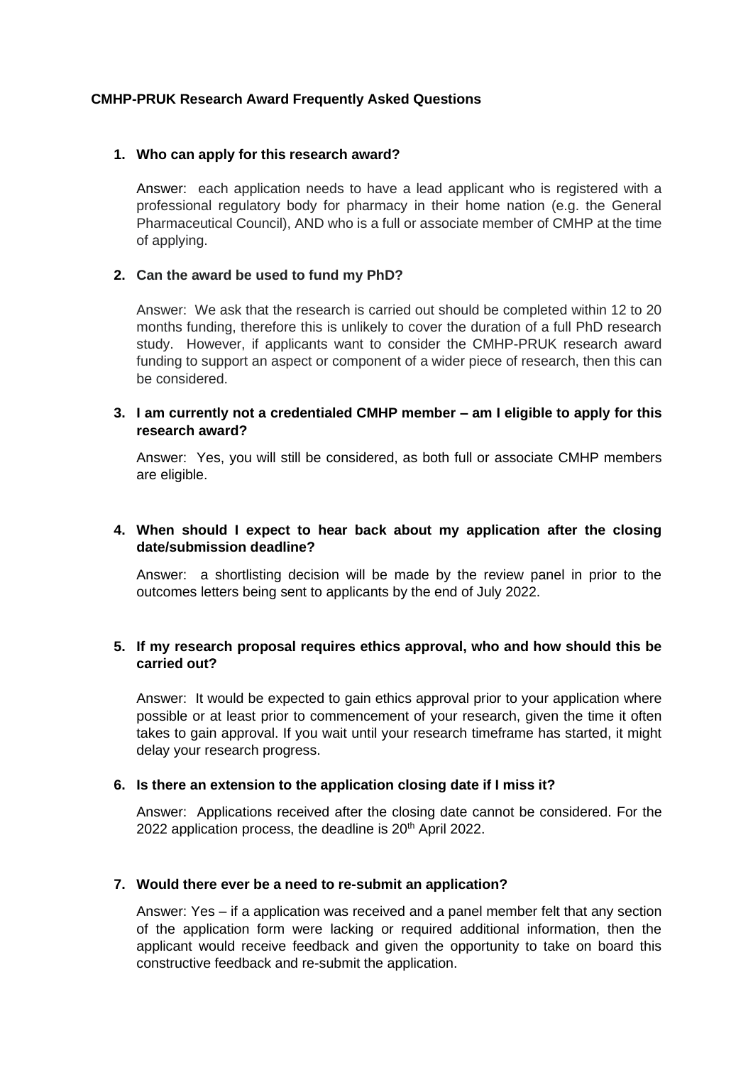**CMHP-PRUK Research Award Frequently Asked Questions**

1. **Who can apply for this research award?**

   Answer: each application needs to have a lead applicant who is registered with a professional regulatory body for pharmacy in their home nation (e.g. the General Pharmaceutical Council), AND who is a full or associate member of CMHP at the time of applying.

2. **Can the award be used to fund my PhD?**

   Answer: We ask that the research is carried out should be completed within 12 to 20 months funding, therefore this is unlikely to cover the duration of a full PhD research study. However, if applicants want to consider the CMHP-PRUK research award funding to support an aspect or component of a wider piece of research, then this can be considered.

3. **I am currently not a credentialed CMHP member – am I eligible to apply for this research award?**

   Answer: Yes, you will still be considered, as both full or associate CMHP members are eligible.

4. **When should I expect to hear back about my application after the closing date/submission deadline?**

   Answer: a shortlisting decision will be made by the review panel in prior to the outcomes letters being sent to applicants by the end of July 2022.

5. **If my research proposal requires ethics approval, who and how should this be carried out?**

   Answer: It would be expected to gain ethics approval prior to your application where possible or at least prior to commencement of your research, given the time it often takes to gain approval. If you wait until your research timeframe has started, it might delay your research progress.

6. **Is there an extension to the application closing date if I miss it?**

   Answer: Applications received after the closing date cannot be considered. For the 2022 application process, the deadline is 20th April 2022.

7. **Would there ever be a need to re-submit an application?**

   Answer: Yes – if a application was received and a panel member felt that any section of the application form were lacking or required additional information, then the applicant would receive feedback and given the opportunity to take on board this constructive feedback and re-submit the application.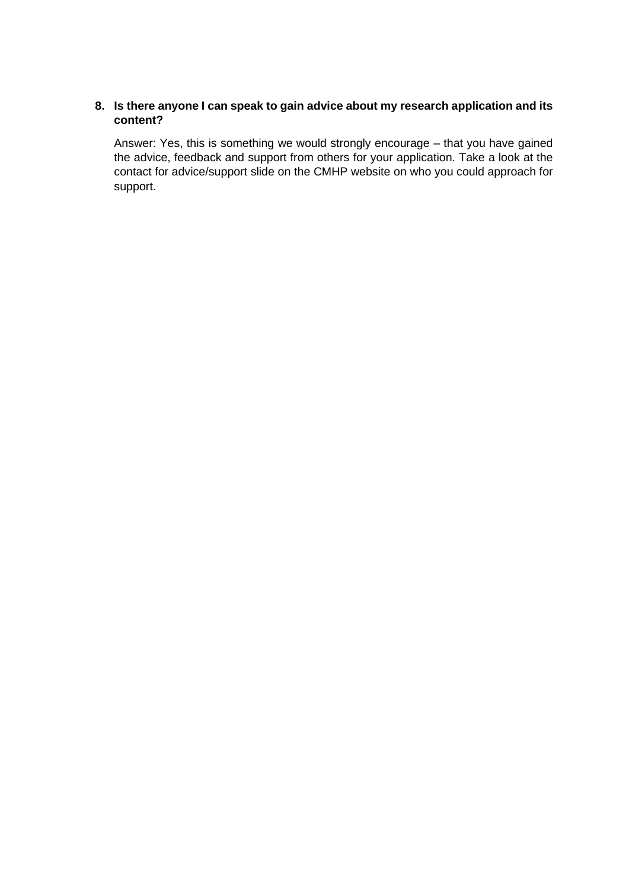8. **Is there anyone I can speak to gain advice about my research application and its content?**

   Answer: Yes, this is something we would strongly encourage – that you have gained the advice, feedback and support from others for your application. Take a look at the contact for advice/support slide on the CMHP website on who you could approach for support.